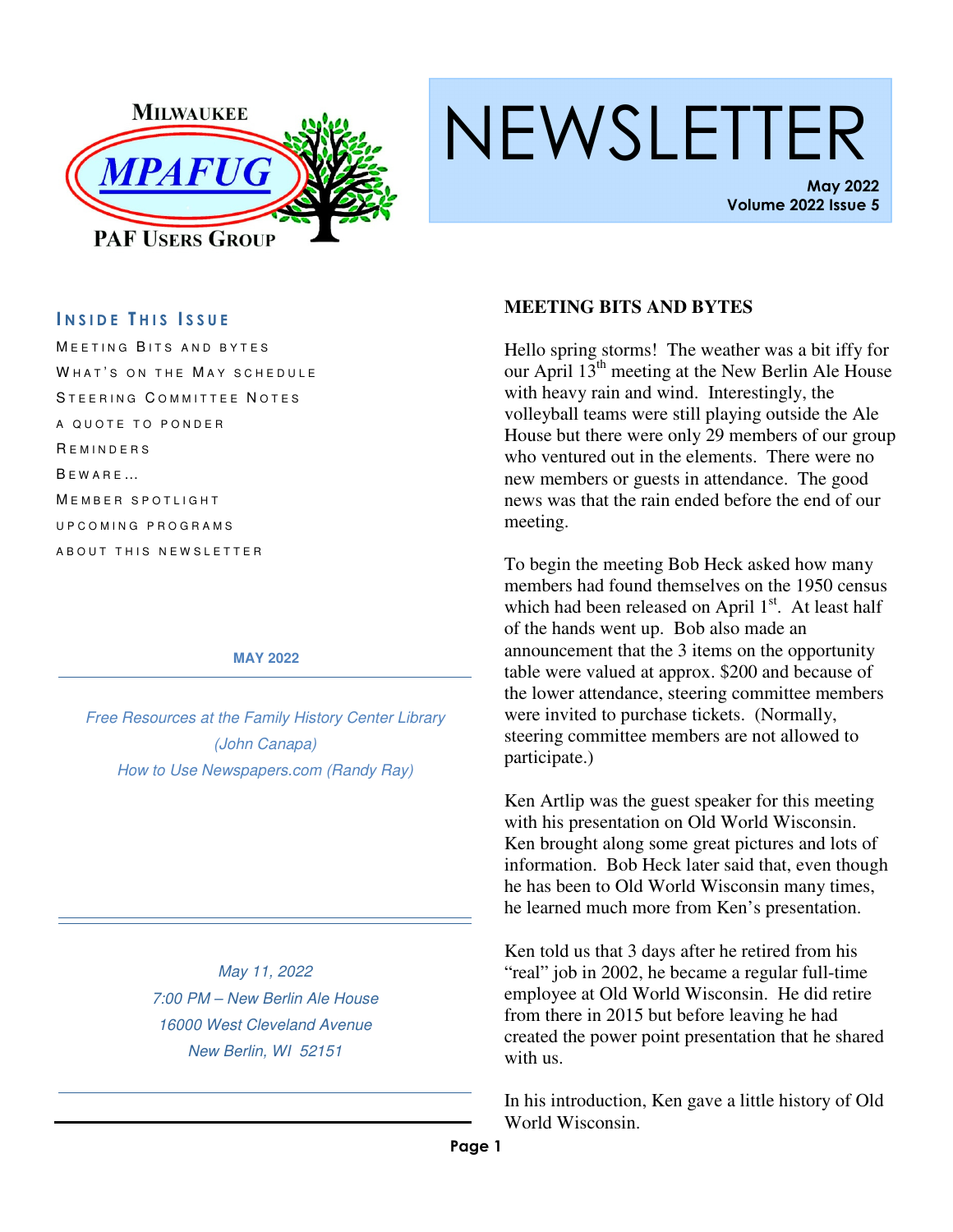MILWAUKEE

MPAFUG

PAF USERS GROUP

# NEWSLETTER

**May 2022**
**Volume 2022 Issue 5**

## INSIDE THIS ISSUE

- MEETING BITS AND BYTES
- WHAT'S ON THE MAY SCHEDULE
- STEERING COMMITTEE NOTES
- A QUOTE TO PONDER
- REMINDERS
- BEWARE…
- MEMBER SPOTLIGHT
- UPCOMING PROGRAMS
- ABOUT THIS NEWSLETTER

**MAY 2022**

*Free Resources at the Family History Center Library (John Canapa)*

*How to Use Newspapers.com (Randy Ray)*

*May 11, 2022*
*7:00 PM – New Berlin Ale House*
*16000 West Cleveland Avenue*
*New Berlin, WI 52151*

## MEETING BITS AND BYTES

Hello spring storms! The weather was a bit iffy for our April 13th meeting at the New Berlin Ale House with heavy rain and wind. Interestingly, the volleyball teams were still playing outside the Ale House but there were only 29 members of our group who ventured out in the elements. There were no new members or guests in attendance. The good news was that the rain ended before the end of our meeting.

To begin the meeting Bob Heck asked how many members had found themselves on the 1950 census which had been released on April 1st. At least half of the hands went up. Bob also made an announcement that the 3 items on the opportunity table were valued at approx. $200 and because of the lower attendance, steering committee members were invited to purchase tickets. (Normally, steering committee members are not allowed to participate.)

Ken Artlip was the guest speaker for this meeting with his presentation on Old World Wisconsin. Ken brought along some great pictures and lots of information. Bob Heck later said that, even though he has been to Old World Wisconsin many times, he learned much more from Ken's presentation.

Ken told us that 3 days after he retired from his "real" job in 2002, he became a regular full-time employee at Old World Wisconsin. He did retire from there in 2015 but before leaving he had created the power point presentation that he shared with us.

In his introduction, Ken gave a little history of Old World Wisconsin.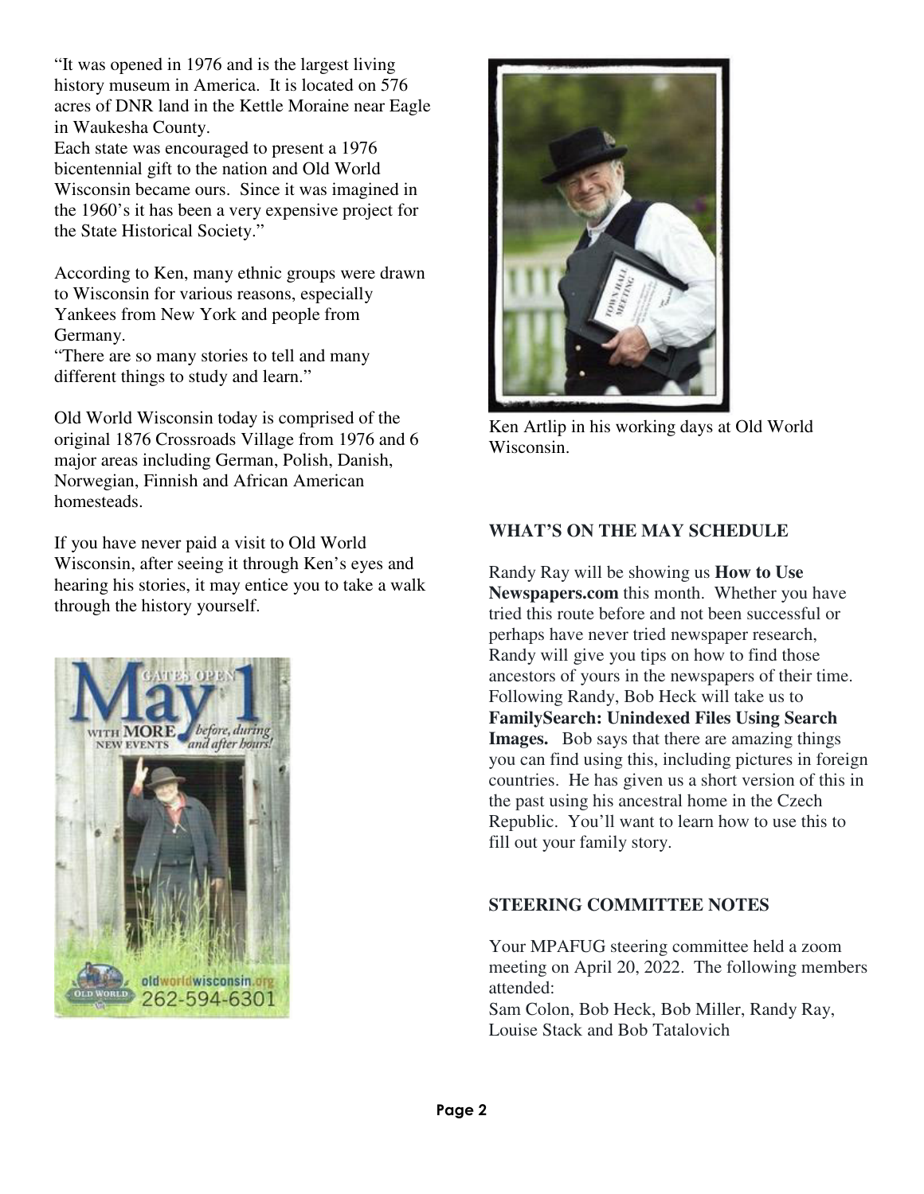"It was opened in 1976 and is the largest living history museum in America. It is located on 576 acres of DNR land in the Kettle Moraine near Eagle in Waukesha County.
Each state was encouraged to present a 1976 bicentennial gift to the nation and Old World Wisconsin became ours. Since it was imagined in the 1960's it has been a very expensive project for the State Historical Society."

According to Ken, many ethnic groups were drawn to Wisconsin for various reasons, especially Yankees from New York and people from Germany.
"There are so many stories to tell and many different things to study and learn."

Old World Wisconsin today is comprised of the original 1876 Crossroads Village from 1976 and 6 major areas including German, Polish, Danish, Norwegian, Finnish and African American homesteads.

If you have never paid a visit to Old World Wisconsin, after seeing it through Ken's eyes and hearing his stories, it may entice you to take a walk through the history yourself.

Ken Artlip in his working days at Old World Wisconsin.

**WHAT'S ON THE MAY SCHEDULE**

Randy Ray will be showing us **How to Use Newspapers.com** this month. Whether you have tried this route before and not been successful or perhaps have never tried newspaper research, Randy will give you tips on how to find those ancestors of yours in the newspapers of their time. Following Randy, Bob Heck will take us to **FamilySearch: Unindexed Files Using Search Images.** Bob says that there are amazing things you can find using this, including pictures in foreign countries. He has given us a short version of this in the past using his ancestral home in the Czech Republic. You'll want to learn how to use this to fill out your family story.

**STEERING COMMITTEE NOTES**

Your MPAFUG steering committee held a zoom meeting on April 20, 2022. The following members attended:
Sam Colon, Bob Heck, Bob Miller, Randy Ray, Louise Stack and Bob Tatalovich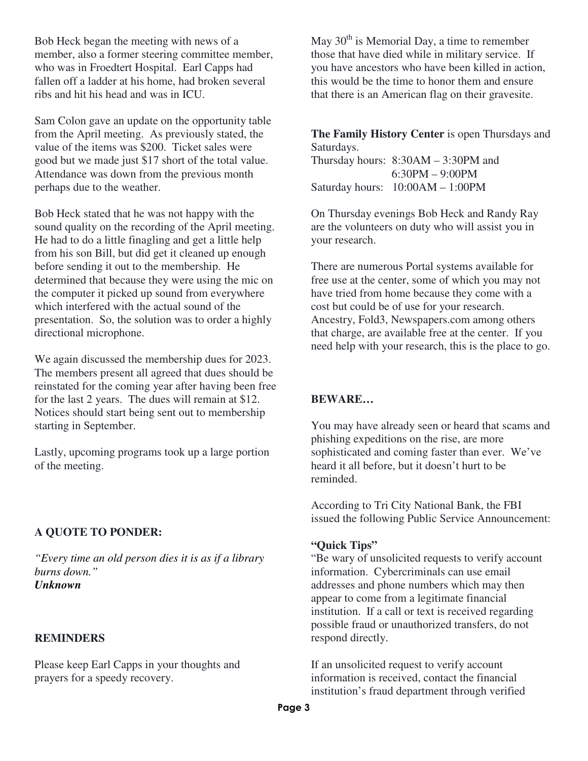Bob Heck began the meeting with news of a member, also a former steering committee member, who was in Froedtert Hospital. Earl Capps had fallen off a ladder at his home, had broken several ribs and hit his head and was in ICU.

Sam Colon gave an update on the opportunity table from the April meeting. As previously stated, the value of the items was $200. Ticket sales were good but we made just $17 short of the total value. Attendance was down from the previous month perhaps due to the weather.

Bob Heck stated that he was not happy with the sound quality on the recording of the April meeting. He had to do a little finagling and get a little help from his son Bill, but did get it cleaned up enough before sending it out to the membership. He determined that because they were using the mic on the computer it picked up sound from everywhere which interfered with the actual sound of the presentation. So, the solution was to order a highly directional microphone.

We again discussed the membership dues for 2023. The members present all agreed that dues should be reinstated for the coming year after having been free for the last 2 years. The dues will remain at $12. Notices should start being sent out to membership starting in September.

Lastly, upcoming programs took up a large portion of the meeting.

**A QUOTE TO PONDER:**

*"Every time an old person dies it is as if a library burns down."*
***Unknown***

**REMINDERS**

Please keep Earl Capps in your thoughts and prayers for a speedy recovery.

May 30th is Memorial Day, a time to remember those that have died while in military service. If you have ancestors who have been killed in action, this would be the time to honor them and ensure that there is an American flag on their gravesite.

**The Family History Center** is open Thursdays and Saturdays.
Thursday hours: 8:30AM – 3:30PM and
6:30PM – 9:00PM
Saturday hours: 10:00AM – 1:00PM

On Thursday evenings Bob Heck and Randy Ray are the volunteers on duty who will assist you in your research.

There are numerous Portal systems available for free use at the center, some of which you may not have tried from home because they come with a cost but could be of use for your research. Ancestry, Fold3, Newspapers.com among others that charge, are available free at the center. If you need help with your research, this is the place to go.

**BEWARE…**

You may have already seen or heard that scams and phishing expeditions on the rise, are more sophisticated and coming faster than ever. We've heard it all before, but it doesn't hurt to be reminded.

According to Tri City National Bank, the FBI issued the following Public Service Announcement:

**"Quick Tips"**

"Be wary of unsolicited requests to verify account information. Cybercriminals can use email addresses and phone numbers which may then appear to come from a legitimate financial institution. If a call or text is received regarding possible fraud or unauthorized transfers, do not respond directly.

If an unsolicited request to verify account information is received, contact the financial institution's fraud department through verified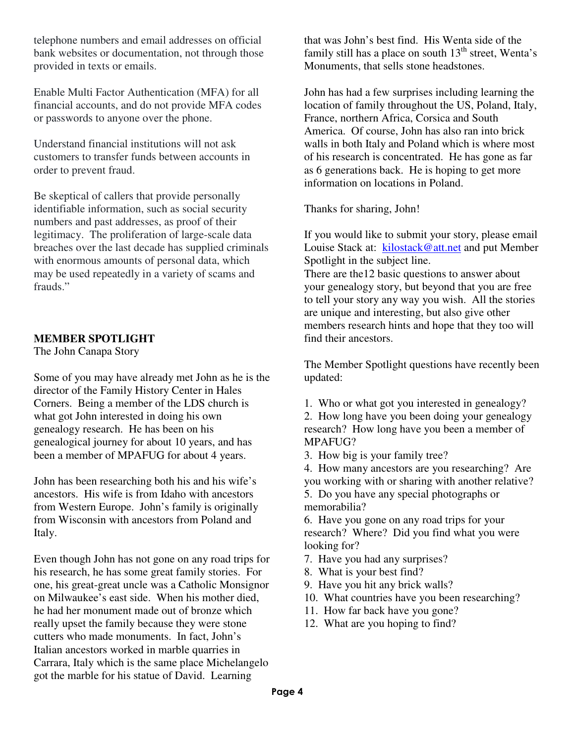telephone numbers and email addresses on official bank websites or documentation, not through those provided in texts or emails.

Enable Multi Factor Authentication (MFA) for all financial accounts, and do not provide MFA codes or passwords to anyone over the phone.

Understand financial institutions will not ask customers to transfer funds between accounts in order to prevent fraud.

Be skeptical of callers that provide personally identifiable information, such as social security numbers and past addresses, as proof of their legitimacy. The proliferation of large-scale data breaches over the last decade has supplied criminals with enormous amounts of personal data, which may be used repeatedly in a variety of scams and frauds."

## MEMBER SPOTLIGHT

The John Canapa Story

Some of you may have already met John as he is the director of the Family History Center in Hales Corners. Being a member of the LDS church is what got John interested in doing his own genealogy research. He has been on his genealogical journey for about 10 years, and has been a member of MPAFUG for about 4 years.

John has been researching both his and his wife's ancestors. His wife is from Idaho with ancestors from Western Europe. John's family is originally from Wisconsin with ancestors from Poland and Italy.

Even though John has not gone on any road trips for his research, he has some great family stories. For one, his great-great uncle was a Catholic Monsignor on Milwaukee's east side. When his mother died, he had her monument made out of bronze which really upset the family because they were stone cutters who made monuments. In fact, John's Italian ancestors worked in marble quarries in Carrara, Italy which is the same place Michelangelo got the marble for his statue of David. Learning that was John's best find. His Wenta side of the family still has a place on south 13th street, Wenta's Monuments, that sells stone headstones.

John has had a few surprises including learning the location of family throughout the US, Poland, Italy, France, northern Africa, Corsica and South America. Of course, John has also ran into brick walls in both Italy and Poland which is where most of his research is concentrated. He has gone as far as 6 generations back. He is hoping to get more information on locations in Poland.

Thanks for sharing, John!

If you would like to submit your story, please email Louise Stack at: kilostack@att.net and put Member Spotlight in the subject line.

There are the12 basic questions to answer about your genealogy story, but beyond that you are free to tell your story any way you wish. All the stories are unique and interesting, but also give other members research hints and hope that they too will find their ancestors.

The Member Spotlight questions have recently been updated:

1. Who or what got you interested in genealogy?
2. How long have you been doing your genealogy research? How long have you been a member of MPAFUG?
3. How big is your family tree?
4. How many ancestors are you researching? Are you working with or sharing with another relative?
5. Do you have any special photographs or memorabilia?
6. Have you gone on any road trips for your research? Where? Did you find what you were looking for?
7. Have you had any surprises?
8. What is your best find?
9. Have you hit any brick walls?
10. What countries have you been researching?
11. How far back have you gone?
12. What are you hoping to find?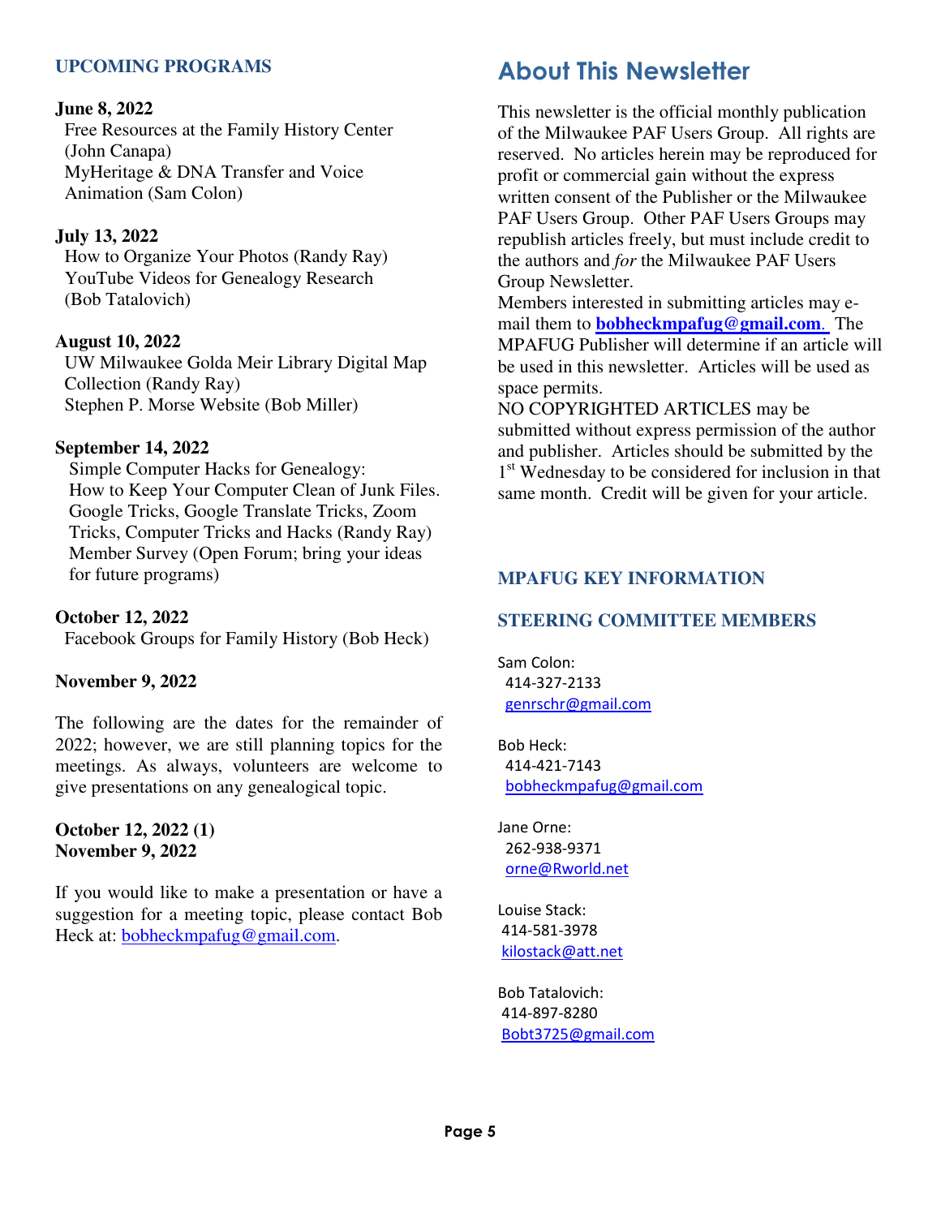## UPCOMING PROGRAMS

**June 8, 2022**
Free Resources at the Family History Center (John Canapa)
MyHeritage & DNA Transfer and Voice Animation (Sam Colon)

**July 13, 2022**
How to Organize Your Photos (Randy Ray)
YouTube Videos for Genealogy Research (Bob Tatalovich)

**August 10, 2022**
UW Milwaukee Golda Meir Library Digital Map Collection (Randy Ray)
Stephen P. Morse Website (Bob Miller)

**September 14, 2022**
Simple Computer Hacks for Genealogy:
How to Keep Your Computer Clean of Junk Files.
Google Tricks, Google Translate Tricks, Zoom Tricks, Computer Tricks and Hacks (Randy Ray)
Member Survey (Open Forum; bring your ideas for future programs)

**October 12, 2022**
Facebook Groups for Family History (Bob Heck)

**November 9, 2022**

The following are the dates for the remainder of 2022; however, we are still planning topics for the meetings. As always, volunteers are welcome to give presentations on any genealogical topic.

**October 12, 2022 (1)**
**November 9, 2022**

If you would like to make a presentation or have a suggestion for a meeting topic, please contact Bob Heck at: bobheckmpafug@gmail.com.

# About This Newsletter

This newsletter is the official monthly publication of the Milwaukee PAF Users Group. All rights are reserved. No articles herein may be reproduced for profit or commercial gain without the express written consent of the Publisher or the Milwaukee PAF Users Group. Other PAF Users Groups may republish articles freely, but must include credit to the authors and *for* the Milwaukee PAF Users Group Newsletter.
Members interested in submitting articles may e-mail them to **bobheckmpafug@gmail.com**. The MPAFUG Publisher will determine if an article will be used in this newsletter. Articles will be used as space permits.
NO COPYRIGHTED ARTICLES may be submitted without express permission of the author and publisher. Articles should be submitted by the 1st Wednesday to be considered for inclusion in that same month. Credit will be given for your article.

## MPAFUG KEY INFORMATION

## STEERING COMMITTEE MEMBERS

Sam Colon:
414-327-2133
genrschr@gmail.com

Bob Heck:
414-421-7143
bobheckmpafug@gmail.com

Jane Orne:
262-938-9371
orne@Rworld.net

Louise Stack:
414-581-3978
kilostack@att.net

Bob Tatalovich:
414-897-8280
Bobt3725@gmail.com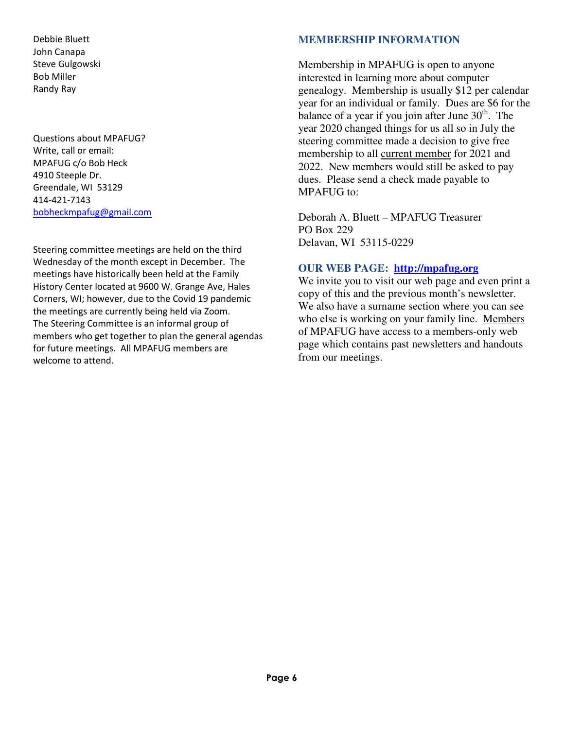Debbie Bluett
John Canapa
Steve Gulgowski
Bob Miller
Randy Ray

Questions about MPAFUG?
Write, call or email:
MPAFUG c/o Bob Heck
4910 Steeple Dr.
Greendale, WI 53129
414-421-7143
bobheckmpafug@gmail.com

Steering committee meetings are held on the third Wednesday of the month except in December. The meetings have historically been held at the Family History Center located at 9600 W. Grange Ave, Hales Corners, WI; however, due to the Covid 19 pandemic the meetings are currently being held via Zoom. The Steering Committee is an informal group of members who get together to plan the general agendas for future meetings. All MPAFUG members are welcome to attend.

## MEMBERSHIP INFORMATION

Membership in MPAFUG is open to anyone interested in learning more about computer genealogy. Membership is usually $12 per calendar year for an individual or family. Dues are $6 for the balance of a year if you join after June 30th. The year 2020 changed things for us all so in July the steering committee made a decision to give free membership to all current member for 2021 and 2022. New members would still be asked to pay dues. Please send a check made payable to MPAFUG to:

Deborah A. Bluett – MPAFUG Treasurer
PO Box 229
Delavan, WI 53115-0229

## OUR WEB PAGE: http://mpafug.org

We invite you to visit our web page and even print a copy of this and the previous month's newsletter. We also have a surname section where you can see who else is working on your family line. Members of MPAFUG have access to a members-only web page which contains past newsletters and handouts from our meetings.